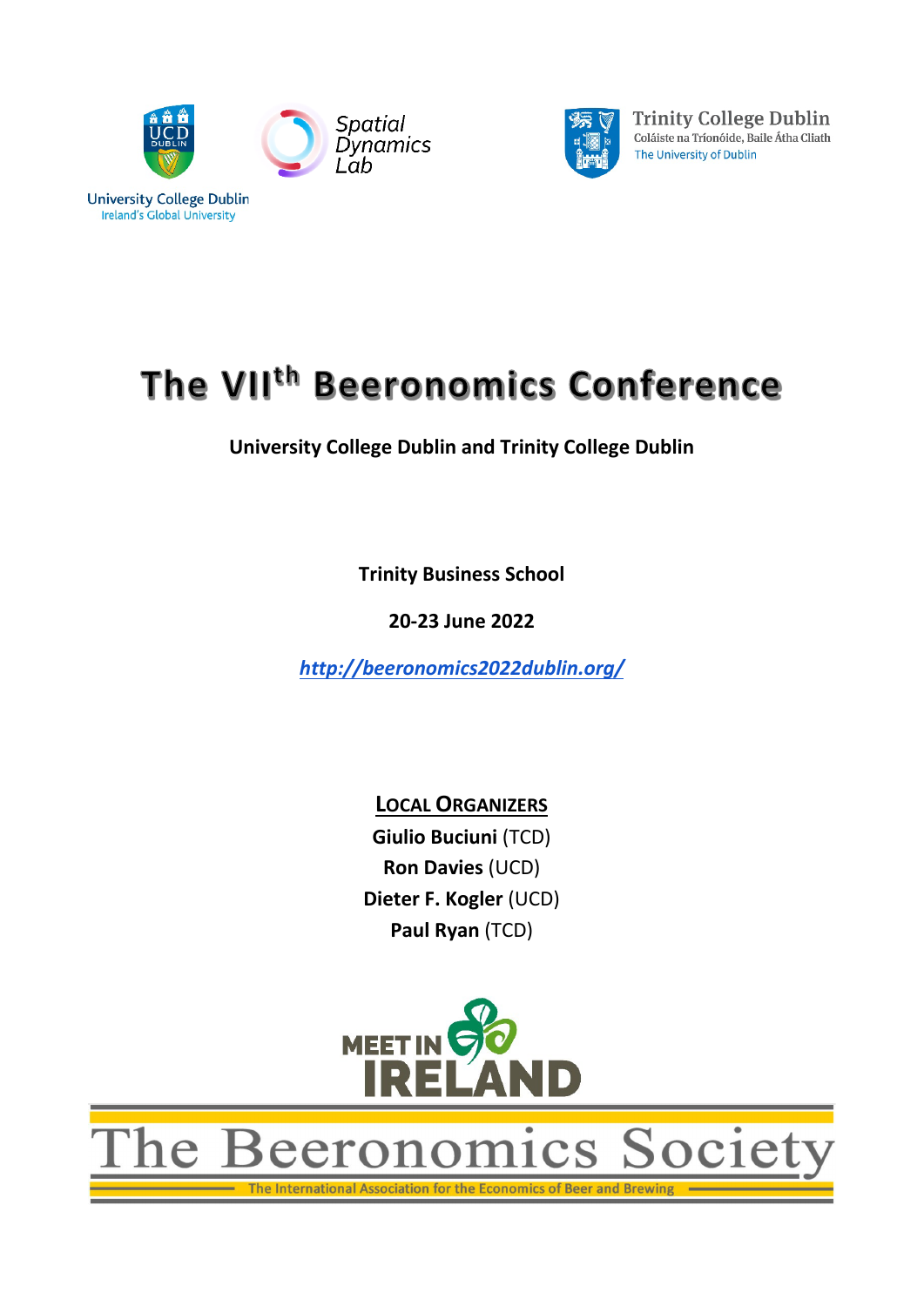University College Dublin
Ireland's Global University

Spatial Dynamics Lab

Trinity College Dublin
Coláiste na Tríonóide, Baile Átha Cliath
The University of Dublin

# The VII$^{th}$ Beeronomics Conference

**University College Dublin and Trinity College Dublin**

**Trinity Business School**

**20-23 June 2022**

***http://beeronomics2022dublin.org/***

**LOCAL ORGANIZERS**

**Giulio Buciuni** (TCD)
**Ron Davies** (UCD)
**Dieter F. Kogler** (UCD)
**Paul Ryan** (TCD)

MEET IN IRELAND

The Beeronomics Society

The International Association for the Economics of Beer and Brewing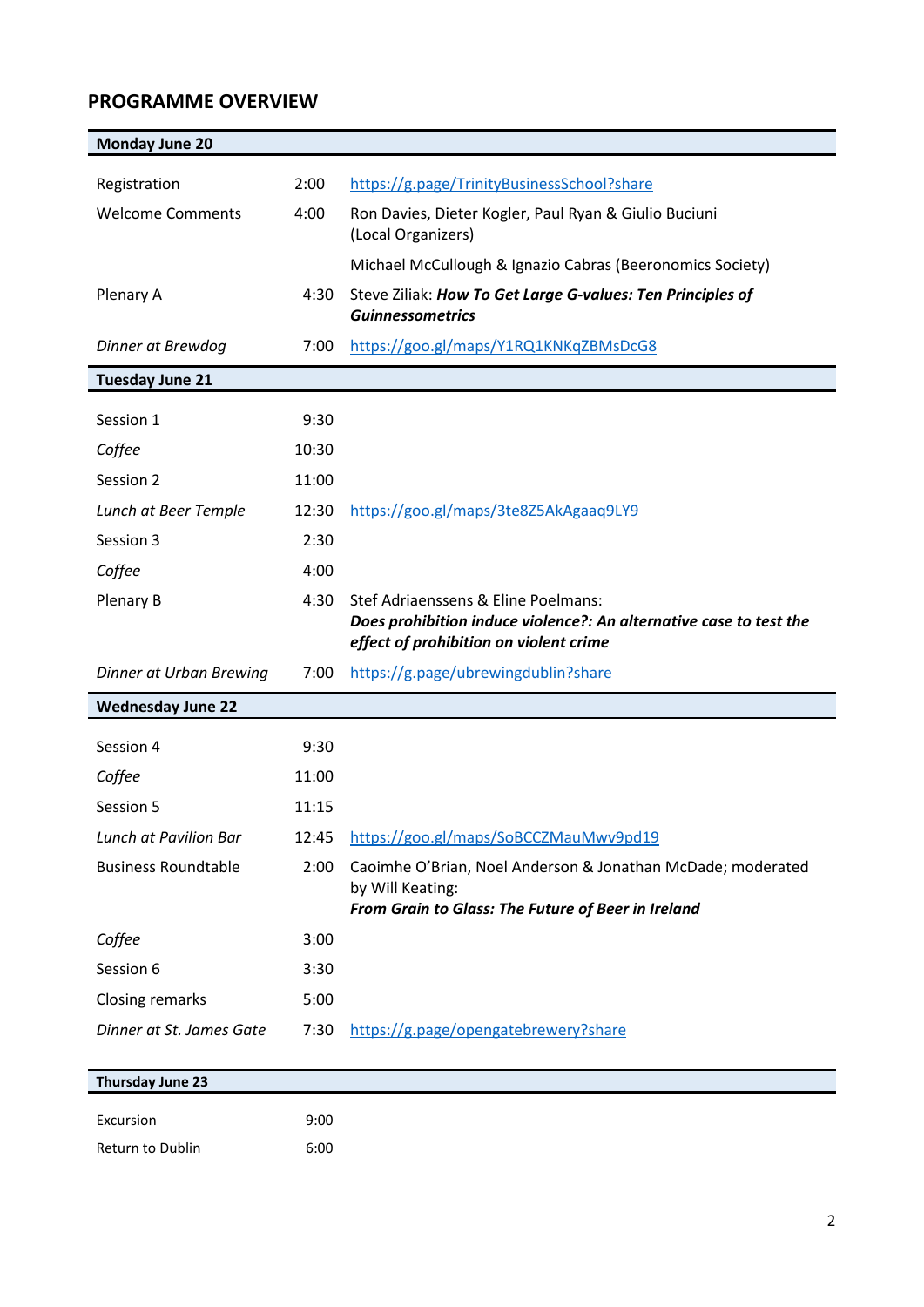## PROGRAMME OVERVIEW

| Monday June 20 | | |
|---|---|---|
| Registration | 2:00 | https://g.page/TrinityBusinessSchool?share |
| Welcome Comments | 4:00 | Ron Davies, Dieter Kogler, Paul Ryan & Giulio Buciuni (Local Organizers) |
| | | Michael McCullough & Ignazio Cabras (Beeronomics Society) |
| Plenary A | 4:30 | Steve Ziliak: ***How To Get Large G-values: Ten Principles of Guinnessometrics*** |
| *Dinner at Brewdog* | 7:00 | https://goo.gl/maps/Y1RQ1KNKqZBMsDcG8 |

| Tuesday June 21 | | |
|---|---|---|
| Session 1 | 9:30 | |
| *Coffee* | 10:30 | |
| Session 2 | 11:00 | |
| *Lunch at Beer Temple* | 12:30 | https://goo.gl/maps/3te8Z5AkAgaaq9LY9 |
| Session 3 | 2:30 | |
| *Coffee* | 4:00 | |
| Plenary B | 4:30 | Stef Adriaenssens & Eline Poelmans: ***Does prohibition induce violence?: An alternative case to test the effect of prohibition on violent crime*** |
| *Dinner at Urban Brewing* | 7:00 | https://g.page/ubrewingdublin?share |

| Wednesday June 22 | | |
|---|---|---|
| Session 4 | 9:30 | |
| *Coffee* | 11:00 | |
| Session 5 | 11:15 | |
| *Lunch at Pavilion Bar* | 12:45 | https://goo.gl/maps/SoBCCZMauMwv9pd19 |
| Business Roundtable | 2:00 | Caoimhe O'Brian, Noel Anderson & Jonathan McDade; moderated by Will Keating: ***From Grain to Glass: The Future of Beer in Ireland*** |
| *Coffee* | 3:00 | |
| Session 6 | 3:30 | |
| Closing remarks | 5:00 | |
| *Dinner at St. James Gate* | 7:30 | https://g.page/opengatebrewery?share |

| Thursday June 23 | |
|---|---|
| Excursion | 9:00 |
| Return to Dublin | 6:00 |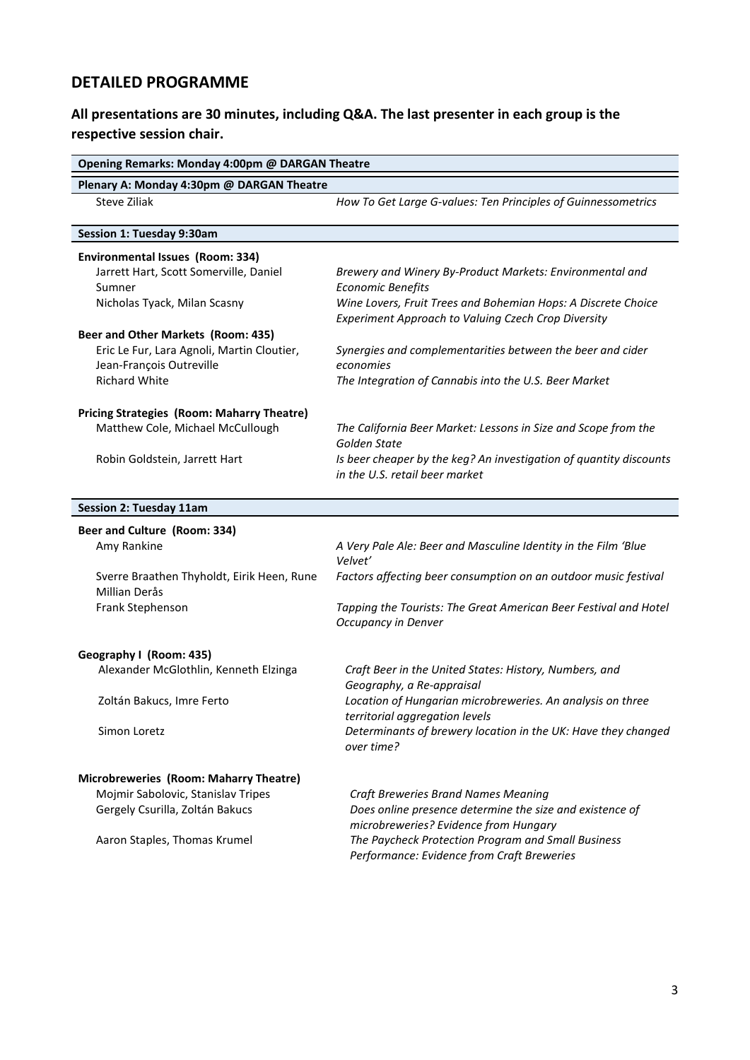## DETAILED PROGRAMME

**All presentations are 30 minutes, including Q&A. The last presenter in each group is the respective session chair.**

| **Opening Remarks: Monday 4:00pm @ DARGAN Theatre** | |
|---|---|
| **Plenary A: Monday 4:30pm @ DARGAN Theatre** | |
| Steve Ziliak | *How To Get Large G-values: Ten Principles of Guinnessometrics* |
| **Session 1: Tuesday 9:30am** | |
| **Environmental Issues (Room: 334)** | |
| Jarrett Hart, Scott Somerville, Daniel Sumner | *Brewery and Winery By-Product Markets: Environmental and Economic Benefits* |
| Nicholas Tyack, Milan Scasny | *Wine Lovers, Fruit Trees and Bohemian Hops: A Discrete Choice Experiment Approach to Valuing Czech Crop Diversity* |
| **Beer and Other Markets (Room: 435)** | |
| Eric Le Fur, Lara Agnoli, Martin Cloutier, Jean-François Outreville | *Synergies and complementarities between the beer and cider economies* |
| Richard White | *The Integration of Cannabis into the U.S. Beer Market* |
| **Pricing Strategies (Room: Maharry Theatre)** | |
| Matthew Cole, Michael McCullough | *The California Beer Market: Lessons in Size and Scope from the Golden State* |
| Robin Goldstein, Jarrett Hart | *Is beer cheaper by the keg? An investigation of quantity discounts in the U.S. retail beer market* |
| **Session 2: Tuesday 11am** | |
| **Beer and Culture (Room: 334)** | |
| Amy Rankine | *A Very Pale Ale: Beer and Masculine Identity in the Film 'Blue Velvet'* |
| Sverre Braathen Thyholdt, Eirik Heen, Rune Millian Derås | *Factors affecting beer consumption on an outdoor music festival* |
| Frank Stephenson | *Tapping the Tourists: The Great American Beer Festival and Hotel Occupancy in Denver* |
| **Geography I (Room: 435)** | |
| Alexander McGlothlin, Kenneth Elzinga | *Craft Beer in the United States: History, Numbers, and Geography, a Re-appraisal* |
| Zoltán Bakucs, Imre Ferto | *Location of Hungarian microbreweries. An analysis on three territorial aggregation levels* |
| Simon Loretz | *Determinants of brewery location in the UK: Have they changed over time?* |
| **Microbreweries (Room: Maharry Theatre)** | |
| Mojmir Sabolovic, Stanislav Tripes | *Craft Breweries Brand Names Meaning* |
| Gergely Csurilla, Zoltán Bakucs | *Does online presence determine the size and existence of microbreweries? Evidence from Hungary* |
| Aaron Staples, Thomas Krumel | *The Paycheck Protection Program and Small Business Performance: Evidence from Craft Breweries* |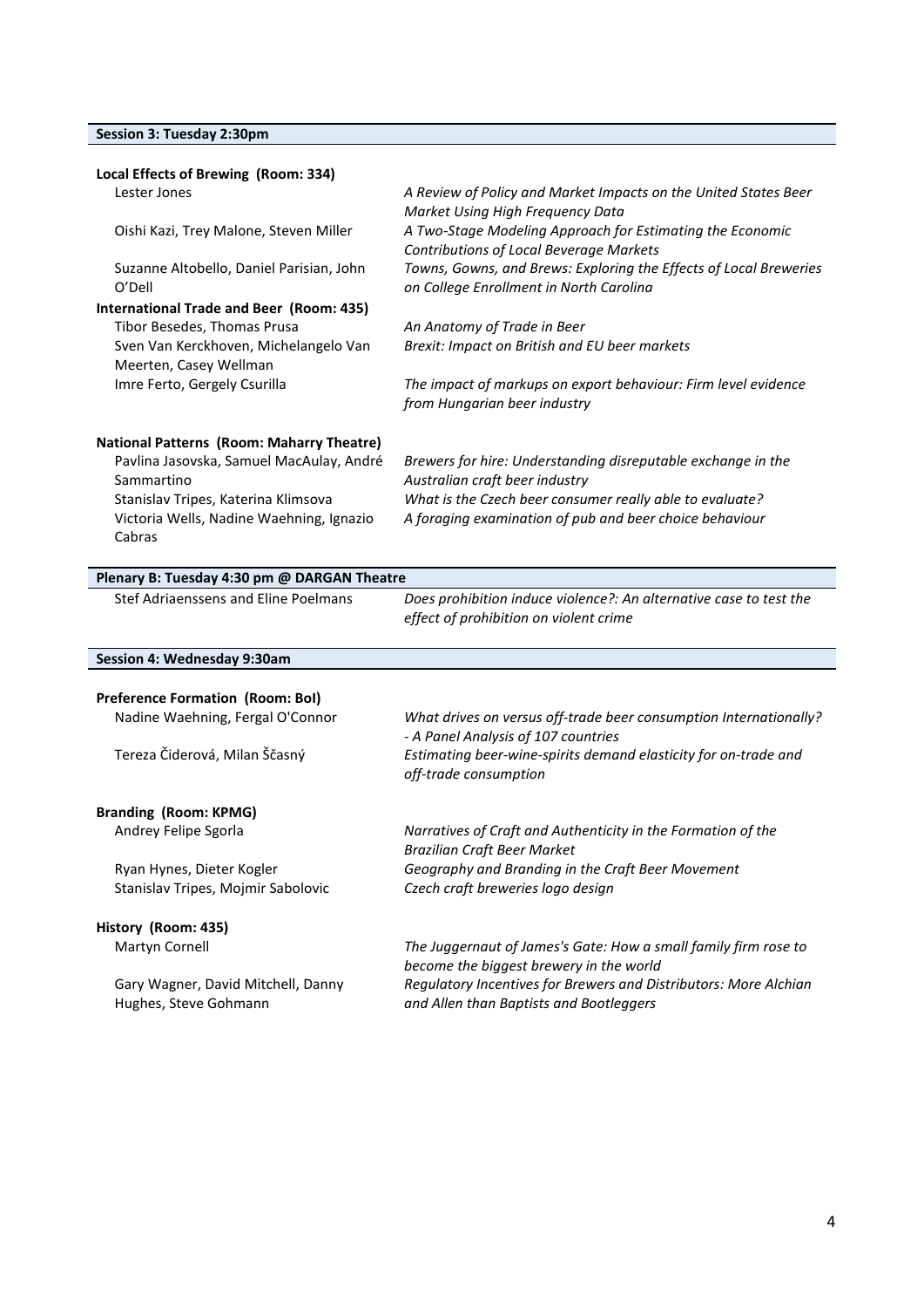## Session 3: Tuesday 2:30pm

### Local Effects of Brewing (Room: 334)

| Authors | Title |
|---|---|
| Lester Jones | *A Review of Policy and Market Impacts on the United States Beer Market Using High Frequency Data* |
| Oishi Kazi, Trey Malone, Steven Miller | *A Two-Stage Modeling Approach for Estimating the Economic Contributions of Local Beverage Markets* |
| Suzanne Altobello, Daniel Parisian, John O'Dell | *Towns, Gowns, and Brews: Exploring the Effects of Local Breweries on College Enrollment in North Carolina* |

### International Trade and Beer (Room: 435)

| Authors | Title |
|---|---|
| Tibor Besedes, Thomas Prusa | *An Anatomy of Trade in Beer* |
| Sven Van Kerckhoven, Michelangelo Van Meerten, Casey Wellman | *Brexit: Impact on British and EU beer markets* |
| Imre Ferto, Gergely Csurilla | *The impact of markups on export behaviour: Firm level evidence from Hungarian beer industry* |

### National Patterns (Room: Maharry Theatre)

| Authors | Title |
|---|---|
| Pavlina Jasovska, Samuel MacAulay, André Sammartino | *Brewers for hire: Understanding disreputable exchange in the Australian craft beer industry* |
| Stanislav Tripes, Katerina Klimsova | *What is the Czech beer consumer really able to evaluate?* |
| Victoria Wells, Nadine Waehning, Ignazio Cabras | *A foraging examination of pub and beer choice behaviour* |

## Plenary B: Tuesday 4:30 pm @ DARGAN Theatre

| Authors | Title |
|---|---|
| Stef Adriaenssens and Eline Poelmans | *Does prohibition induce violence?: An alternative case to test the effect of prohibition on violent crime* |

## Session 4: Wednesday 9:30am

### Preference Formation (Room: BoI)

| Authors | Title |
|---|---|
| Nadine Waehning, Fergal O'Connor | *What drives on versus off-trade beer consumption Internationally? - A Panel Analysis of 107 countries* |
| Tereza Čiderová, Milan Ščasný | *Estimating beer-wine-spirits demand elasticity for on-trade and off-trade consumption* |

### Branding (Room: KPMG)

| Authors | Title |
|---|---|
| Andrey Felipe Sgorla | *Narratives of Craft and Authenticity in the Formation of the Brazilian Craft Beer Market* |
| Ryan Hynes, Dieter Kogler | *Geography and Branding in the Craft Beer Movement* |
| Stanislav Tripes, Mojmir Sabolovic | *Czech craft breweries logo design* |

### History (Room: 435)

| Authors | Title |
|---|---|
| Martyn Cornell | *The Juggernaut of James's Gate: How a small family firm rose to become the biggest brewery in the world* |
| Gary Wagner, David Mitchell, Danny Hughes, Steve Gohmann | *Regulatory Incentives for Brewers and Distributors: More Alchian and Allen than Baptists and Bootleggers* |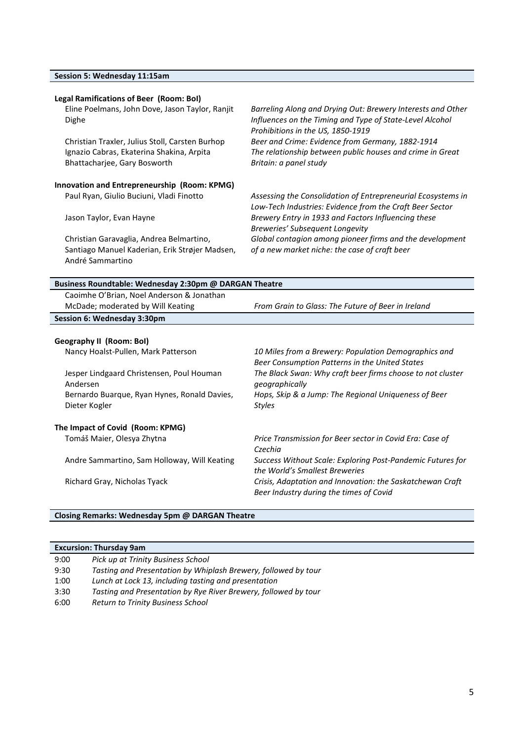## Session 5: Wednesday 11:15am

### Legal Ramifications of Beer (Room: BoI)

| Authors | Title |
|---|---|
| Eline Poelmans, John Dove, Jason Taylor, Ranjit Dighe | *Barreling Along and Drying Out: Brewery Interests and Other Influences on the Timing and Type of State-Level Alcohol Prohibitions in the US, 1850-1919* |
| Christian Traxler, Julius Stoll, Carsten Burhop | *Beer and Crime: Evidence from Germany, 1882-1914* |
| Ignazio Cabras, Ekaterina Shakina, Arpita Bhattacharjee, Gary Bosworth | *The relationship between public houses and crime in Great Britain: a panel study* |

### Innovation and Entrepreneurship (Room: KPMG)

| Authors | Title |
|---|---|
| Paul Ryan, Giulio Buciuni, Vladi Finotto | *Assessing the Consolidation of Entrepreneurial Ecosystems in Low-Tech Industries: Evidence from the Craft Beer Sector* |
| Jason Taylor, Evan Hayne | *Brewery Entry in 1933 and Factors Influencing these Breweries' Subsequent Longevity* |
| Christian Garavaglia, Andrea Belmartino, Santiago Manuel Kaderian, Erik Strøjer Madsen, André Sammartino | *Global contagion among pioneer firms and the development of a new market niche: the case of craft beer* |

## Business Roundtable: Wednesday 2:30pm @ DARGAN Theatre

| Authors | Title |
|---|---|
| Caoimhe O'Brian, Noel Anderson & Jonathan McDade; moderated by Will Keating | *From Grain to Glass: The Future of Beer in Ireland* |

## Session 6: Wednesday 3:30pm

### Geography II (Room: BoI)

| Authors | Title |
|---|---|
| Nancy Hoalst-Pullen, Mark Patterson | *10 Miles from a Brewery: Population Demographics and Beer Consumption Patterns in the United States* |
| Jesper Lindgaard Christensen, Poul Houman Andersen | *The Black Swan: Why craft beer firms choose to not cluster geographically* |
| Bernardo Buarque, Ryan Hynes, Ronald Davies, Dieter Kogler | *Hops, Skip & a Jump: The Regional Uniqueness of Beer Styles* |

### The Impact of Covid (Room: KPMG)

| Authors | Title |
|---|---|
| Tomáš Maier, Olesya Zhytna | *Price Transmission for Beer sector in Covid Era: Case of Czechia* |
| Andre Sammartino, Sam Holloway, Will Keating | *Success Without Scale: Exploring Post-Pandemic Futures for the World's Smallest Breweries* |
| Richard Gray, Nicholas Tyack | *Crisis, Adaptation and Innovation: the Saskatchewan Craft Beer Industry during the times of Covid* |

## Closing Remarks: Wednesday 5pm @ DARGAN Theatre

## Excursion: Thursday 9am

| Time | Activity |
|---|---|
| 9:00 | *Pick up at Trinity Business School* |
| 9:30 | *Tasting and Presentation by Whiplash Brewery, followed by tour* |
| 1:00 | *Lunch at Lock 13, including tasting and presentation* |
| 3:30 | *Tasting and Presentation by Rye River Brewery, followed by tour* |
| 6:00 | *Return to Trinity Business School* |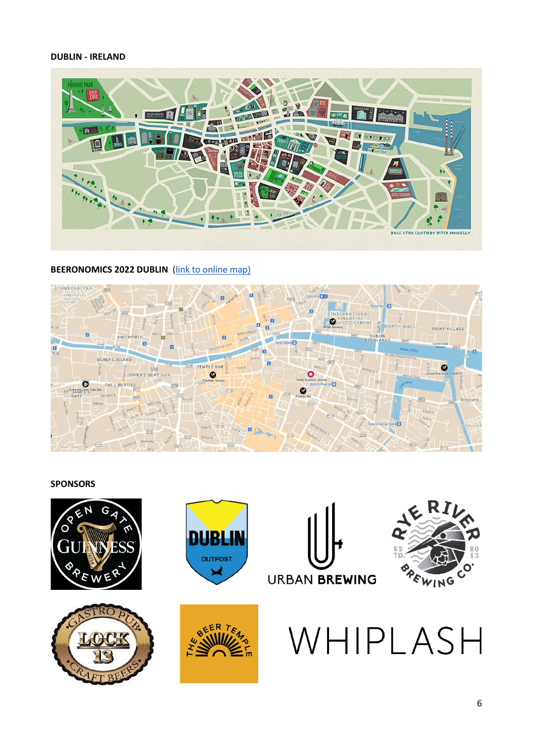**DUBLIN - IRELAND**

**BEERONOMICS 2022 DUBLIN** (link to online map)

**SPONSORS**